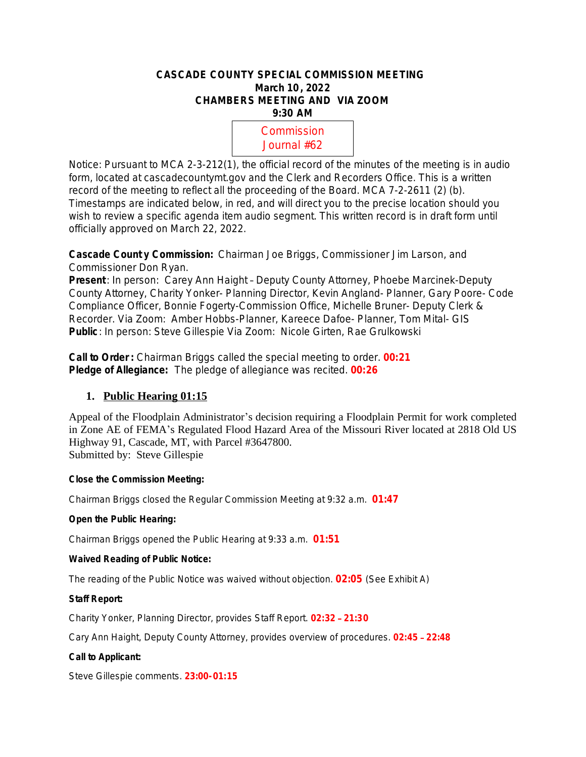**CASCADE COUNTY SPECIAL COMMISSION MEETING**
**March 10, 2022**
**CHAMBERS MEETING AND VIA ZOOM**
**9:30 AM**

Commission Journal #62

Notice: Pursuant to MCA 2-3-212(1), the official record of the minutes of the meeting is in audio form, located at cascadecountymt.gov and the Clerk and Recorders Office. This is a written record of the meeting to reflect all the proceeding of the Board. MCA 7-2-2611 (2) (b). Timestamps are indicated below, in red, and will direct you to the precise location should you wish to review a specific agenda item audio segment. This written record is in draft form until officially approved on March 22, 2022.

**Cascade County Commission:** Chairman Joe Briggs, Commissioner Jim Larson, and Commissioner Don Ryan.
**Present**: In person: Carey Ann Haight – Deputy County Attorney, Phoebe Marcinek-Deputy County Attorney, Charity Yonker- Planning Director, Kevin Angland- Planner, Gary Poore- Code Compliance Officer, Bonnie Fogerty-Commission Office, Michelle Bruner- Deputy Clerk & Recorder. Via Zoom: Amber Hobbs-Planner, Kareece Dafoe- Planner, Tom Mital- GIS
**Public**: In person: Steve Gillespie Via Zoom: Nicole Girten, Rae Grulkowski

**Call to Order:** Chairman Briggs called the special meeting to order. **00:21**
**Pledge of Allegiance:** The pledge of allegiance was recited. **00:26**

## 1. Public Hearing 01:15

Appeal of the Floodplain Administrator's decision requiring a Floodplain Permit for work completed in Zone AE of FEMA's Regulated Flood Hazard Area of the Missouri River located at 2818 Old US Highway 91, Cascade, MT, with Parcel #3647800.
Submitted by: Steve Gillespie

**Close the Commission Meeting:**

Chairman Briggs closed the Regular Commission Meeting at 9:32 a.m. **01:47**

**Open the Public Hearing:**

Chairman Briggs opened the Public Hearing at 9:33 a.m. **01:51**

**Waived Reading of Public Notice:**

The reading of the Public Notice was waived without objection. **02:05** (See Exhibit A)

**Staff Report:**

Charity Yonker, Planning Director, provides Staff Report. **02:32 – 21:30**

Cary Ann Haight, Deputy County Attorney, provides overview of procedures. **02:45 – 22:48**

**Call to Applicant:**

Steve Gillespie comments. **23:00-01:15**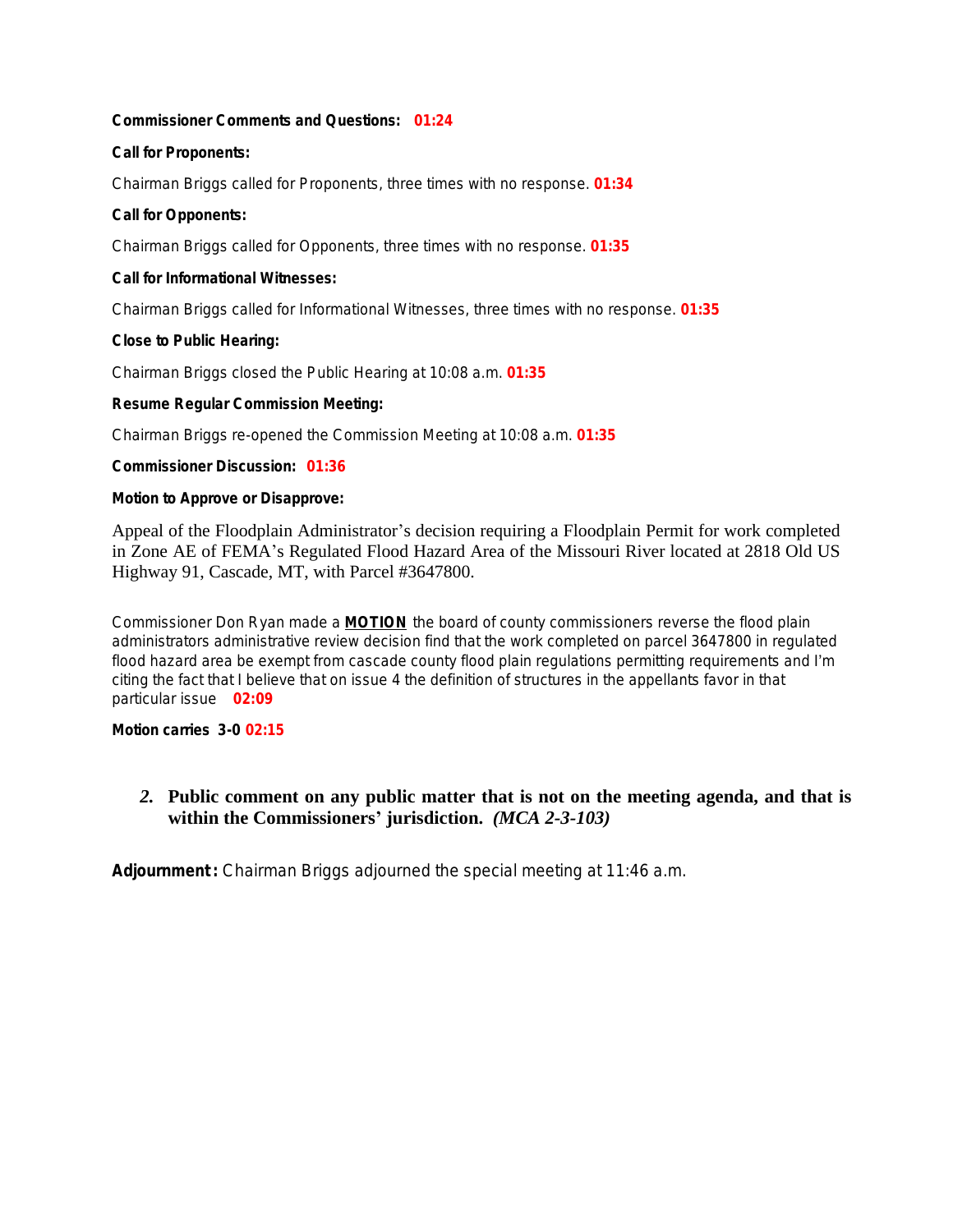**Commissioner Comments and Questions: 01:24**

**Call for Proponents:**

Chairman Briggs called for Proponents, three times with no response. **01:34**

**Call for Opponents:**

Chairman Briggs called for Opponents, three times with no response. **01:35**

**Call for Informational Witnesses:**

Chairman Briggs called for Informational Witnesses, three times with no response. **01:35**

**Close to Public Hearing:**

Chairman Briggs closed the Public Hearing at 10:08 a.m. **01:35**

**Resume Regular Commission Meeting:**

Chairman Briggs re-opened the Commission Meeting at 10:08 a.m. **01:35**

**Commissioner Discussion: 01:36**

**Motion to Approve or Disapprove:**

Appeal of the Floodplain Administrator's decision requiring a Floodplain Permit for work completed in Zone AE of FEMA's Regulated Flood Hazard Area of the Missouri River located at 2818 Old US Highway 91, Cascade, MT, with Parcel #3647800.

Commissioner Don Ryan made a **MOTION** the board of county commissioners reverse the flood plain administrators administrative review decision find that the work completed on parcel 3647800 in regulated flood hazard area be exempt from cascade county flood plain regulations permitting requirements and I'm citing the fact that I believe that on issue 4 the definition of structures in the appellants favor in that particular issue **02:09**

**Motion carries 3-0 02:15**

2. **Public comment on any public matter that is not on the meeting agenda, and that is within the Commissioners' jurisdiction.** ***(MCA 2-3-103)***

**Adjournment:** Chairman Briggs adjourned the special meeting at 11:46 a.m.